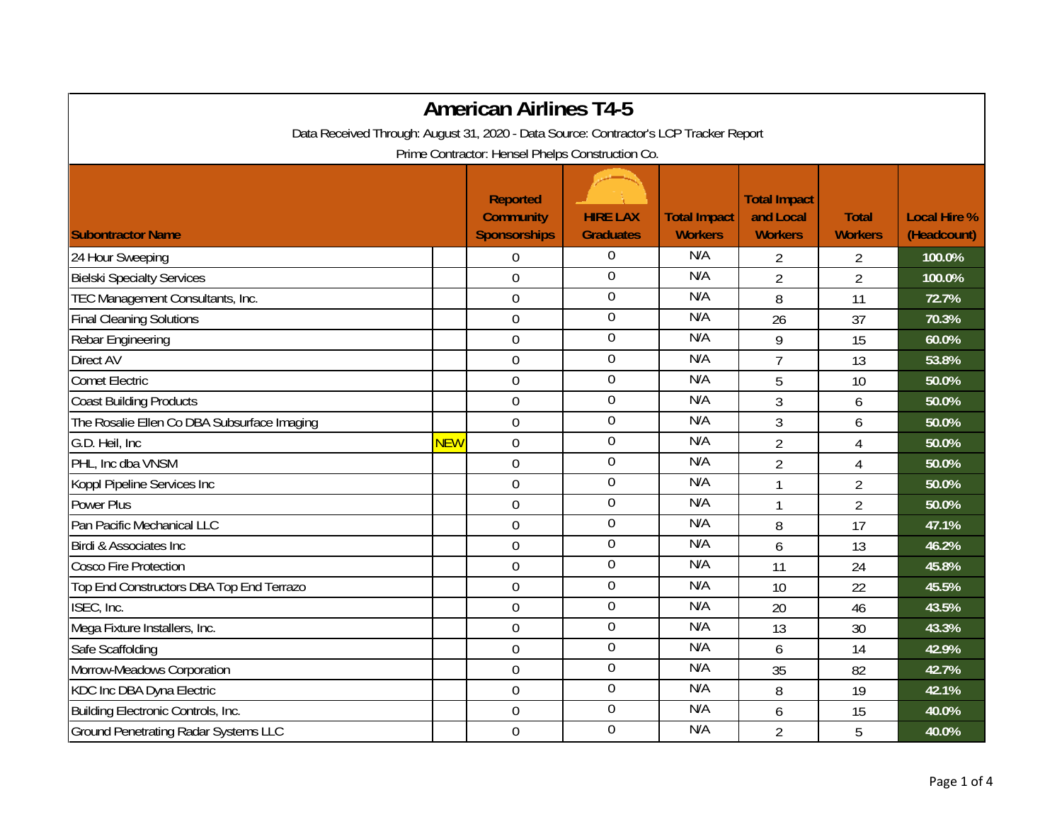# American Airlines T4-5

Data Received Through: August 31, 2020 - Data Source: Contractor's LCP Tracker Report

Prime Contractor: Hensel Phelps Construction Co.

| Subcontractor Name | | Reported Community Sponsorships | HIRE LAX Graduates | Total Impact Workers | Total Impact and Local Workers | Total Workers | Local Hire % (Headcount) |
|---|---|---|---|---|---|---|---|
| 24 Hour Sweeping | | 0 | 0 | N/A | 2 | 2 | 100.0% |
| Bielski Specialty Services | | 0 | 0 | N/A | 2 | 2 | 100.0% |
| TEC Management Consultants, Inc. | | 0 | 0 | N/A | 8 | 11 | 72.7% |
| Final Cleaning Solutions | | 0 | 0 | N/A | 26 | 37 | 70.3% |
| Rebar Engineering | | 0 | 0 | N/A | 9 | 15 | 60.0% |
| Direct AV | | 0 | 0 | N/A | 7 | 13 | 53.8% |
| Comet Electric | | 0 | 0 | N/A | 5 | 10 | 50.0% |
| Coast Building Products | | 0 | 0 | N/A | 3 | 6 | 50.0% |
| The Rosalie Ellen Co DBA Subsurface Imaging | | 0 | 0 | N/A | 3 | 6 | 50.0% |
| G.D. Heil, Inc | NEW | 0 | 0 | N/A | 2 | 4 | 50.0% |
| PHL, Inc dba VNSM | | 0 | 0 | N/A | 2 | 4 | 50.0% |
| Koppl Pipeline Services Inc | | 0 | 0 | N/A | 1 | 2 | 50.0% |
| Power Plus | | 0 | 0 | N/A | 1 | 2 | 50.0% |
| Pan Pacific Mechanical LLC | | 0 | 0 | N/A | 8 | 17 | 47.1% |
| Birdi & Associates Inc | | 0 | 0 | N/A | 6 | 13 | 46.2% |
| Cosco Fire Protection | | 0 | 0 | N/A | 11 | 24 | 45.8% |
| Top End Constructors DBA Top End Terrazo | | 0 | 0 | N/A | 10 | 22 | 45.5% |
| ISEC, Inc. | | 0 | 0 | N/A | 20 | 46 | 43.5% |
| Mega Fixture Installers, Inc. | | 0 | 0 | N/A | 13 | 30 | 43.3% |
| Safe Scaffolding | | 0 | 0 | N/A | 6 | 14 | 42.9% |
| Morrow-Meadows Corporation | | 0 | 0 | N/A | 35 | 82 | 42.7% |
| KDC Inc DBA Dyna Electric | | 0 | 0 | N/A | 8 | 19 | 42.1% |
| Building Electronic Controls, Inc. | | 0 | 0 | N/A | 6 | 15 | 40.0% |
| Ground Penetrating Radar Systems LLC | | 0 | 0 | N/A | 2 | 5 | 40.0% |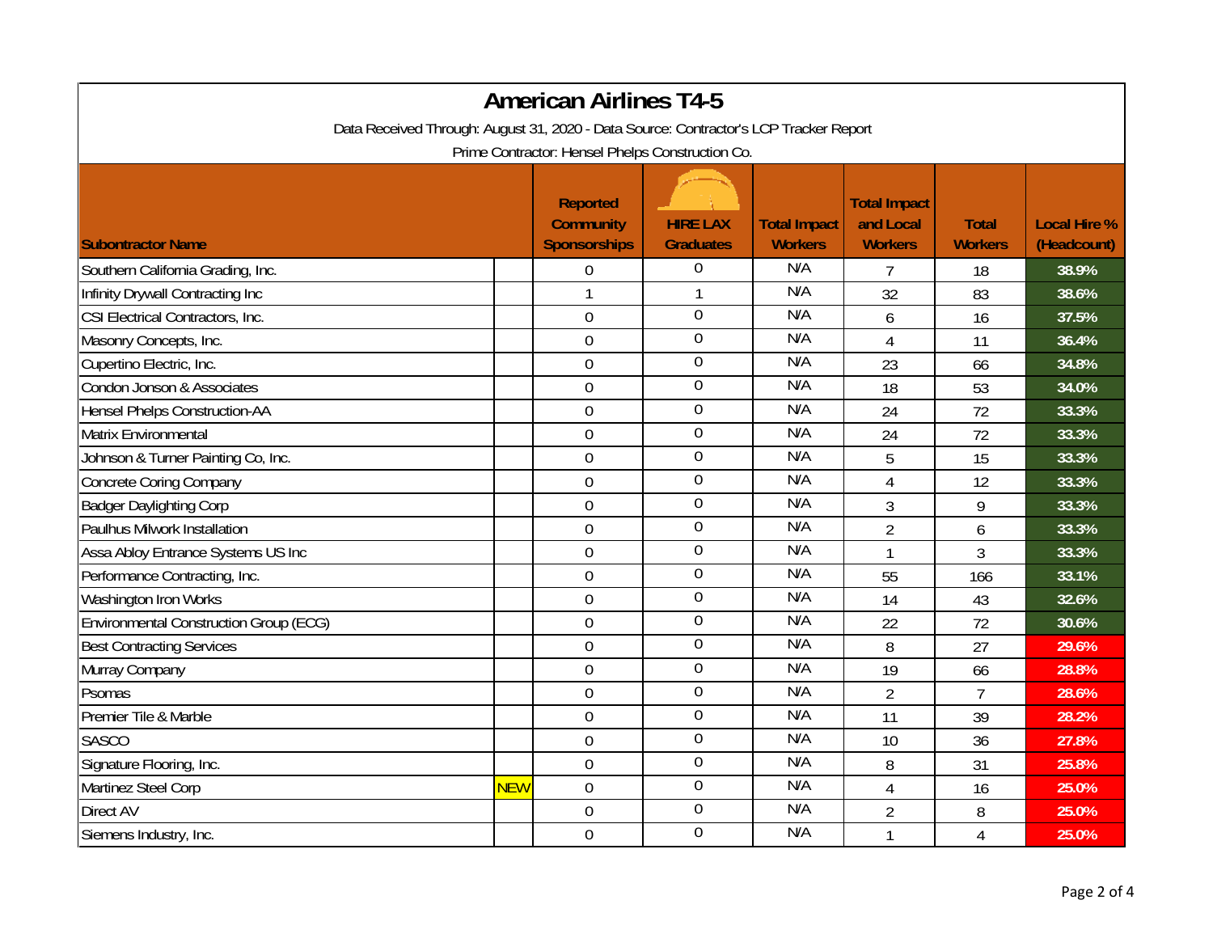# American Airlines T4-5

Data Received Through: August 31, 2020 - Data Source: Contractor's LCP Tracker Report

Prime Contractor: Hensel Phelps Construction Co.

| Subcontractor Name | | Reported Community Sponsorships | HIRE LAX Graduates | Total Impact Workers | Total Impact and Local Workers | Total Workers | Local Hire % (Headcount) |
|---|---|---|---|---|---|---|---|
| Southern California Grading, Inc. | | 0 | 0 | N/A | 7 | 18 | 38.9% |
| Infinity Drywall Contracting Inc | | 1 | 1 | N/A | 32 | 83 | 38.6% |
| CSI Electrical Contractors, Inc. | | 0 | 0 | N/A | 6 | 16 | 37.5% |
| Masonry Concepts, Inc. | | 0 | 0 | N/A | 4 | 11 | 36.4% |
| Cupertino Electric, Inc. | | 0 | 0 | N/A | 23 | 66 | 34.8% |
| Condon Jonson & Associates | | 0 | 0 | N/A | 18 | 53 | 34.0% |
| Hensel Phelps Construction-AA | | 0 | 0 | N/A | 24 | 72 | 33.3% |
| Matrix Environmental | | 0 | 0 | N/A | 24 | 72 | 33.3% |
| Johnson & Turner Painting Co, Inc. | | 0 | 0 | N/A | 5 | 15 | 33.3% |
| Concrete Coring Company | | 0 | 0 | N/A | 4 | 12 | 33.3% |
| Badger Daylighting Corp | | 0 | 0 | N/A | 3 | 9 | 33.3% |
| Paulhus Milwork Installation | | 0 | 0 | N/A | 2 | 6 | 33.3% |
| Assa Abloy Entrance Systems US Inc | | 0 | 0 | N/A | 1 | 3 | 33.3% |
| Performance Contracting, Inc. | | 0 | 0 | N/A | 55 | 166 | 33.1% |
| Washington Iron Works | | 0 | 0 | N/A | 14 | 43 | 32.6% |
| Environmental Construction Group (ECG) | | 0 | 0 | N/A | 22 | 72 | 30.6% |
| Best Contracting Services | | 0 | 0 | N/A | 8 | 27 | 29.6% |
| Murray Company | | 0 | 0 | N/A | 19 | 66 | 28.8% |
| Psomas | | 0 | 0 | N/A | 2 | 7 | 28.6% |
| Premier Tile & Marble | | 0 | 0 | N/A | 11 | 39 | 28.2% |
| SASCO | | 0 | 0 | N/A | 10 | 36 | 27.8% |
| Signature Flooring, Inc. | | 0 | 0 | N/A | 8 | 31 | 25.8% |
| Martinez Steel Corp | NEW | 0 | 0 | N/A | 4 | 16 | 25.0% |
| Direct AV | | 0 | 0 | N/A | 2 | 8 | 25.0% |
| Siemens Industry, Inc. | | 0 | 0 | N/A | 1 | 4 | 25.0% |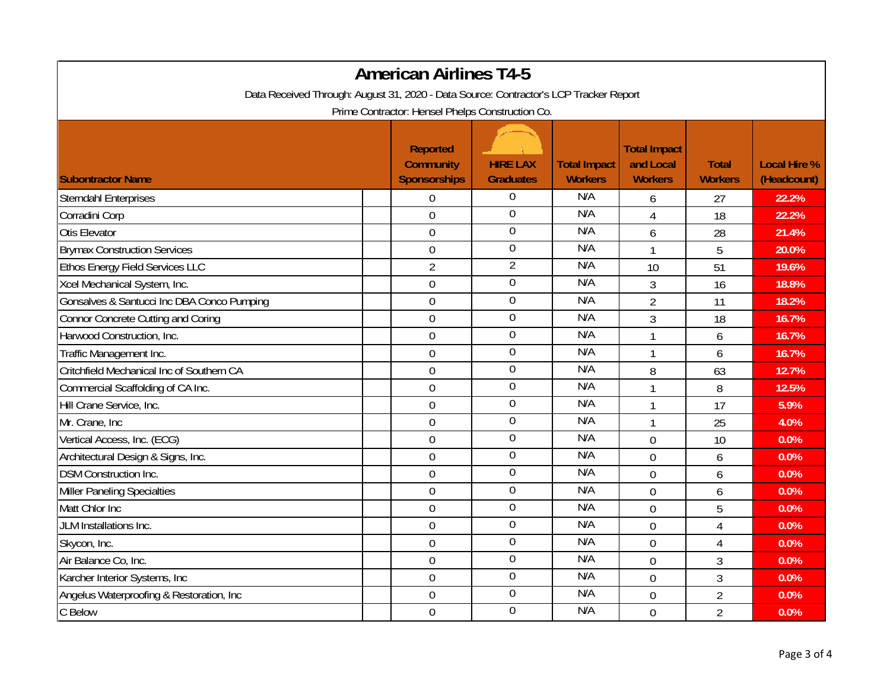# American Airlines T4-5

Data Received Through: August 31, 2020 - Data Source: Contractor's LCP Tracker Report

Prime Contractor: Hensel Phelps Construction Co.

| Subontractor Name | Reported Community Sponsorships | HIRE LAX Graduates | Total Impact Workers | Total Impact and Local Workers | Total Workers | Local Hire % (Headcount) |
|---|---|---|---|---|---|---|
| Sterndahl Enterprises | 0 | 0 | N/A | 6 | 27 | 22.2% |
| Corradini Corp | 0 | 0 | N/A | 4 | 18 | 22.2% |
| Otis Elevator | 0 | 0 | N/A | 6 | 28 | 21.4% |
| Brymax Construction Services | 0 | 0 | N/A | 1 | 5 | 20.0% |
| Ethos Energy Field Services LLC | 2 | 2 | N/A | 10 | 51 | 19.6% |
| Xcel Mechanical System, Inc. | 0 | 0 | N/A | 3 | 16 | 18.8% |
| Gonsalves & Santucci Inc DBA Conco Pumping | 0 | 0 | N/A | 2 | 11 | 18.2% |
| Connor Concrete Cutting and Coring | 0 | 0 | N/A | 3 | 18 | 16.7% |
| Harwood Construction, Inc. | 0 | 0 | N/A | 1 | 6 | 16.7% |
| Traffic Management Inc. | 0 | 0 | N/A | 1 | 6 | 16.7% |
| Critchfield Mechanical Inc of Southern CA | 0 | 0 | N/A | 8 | 63 | 12.7% |
| Commercial Scaffolding of CA Inc. | 0 | 0 | N/A | 1 | 8 | 12.5% |
| Hill Crane Service, Inc. | 0 | 0 | N/A | 1 | 17 | 5.9% |
| Mr. Crane, Inc | 0 | 0 | N/A | 1 | 25 | 4.0% |
| Vertical Access, Inc. (ECG) | 0 | 0 | N/A | 0 | 10 | 0.0% |
| Architectural Design & Signs, Inc. | 0 | 0 | N/A | 0 | 6 | 0.0% |
| DSM Construction Inc. | 0 | 0 | N/A | 0 | 6 | 0.0% |
| Miller Paneling Specialties | 0 | 0 | N/A | 0 | 6 | 0.0% |
| Matt Chlor Inc | 0 | 0 | N/A | 0 | 5 | 0.0% |
| JLM Installations Inc. | 0 | 0 | N/A | 0 | 4 | 0.0% |
| Skycon, Inc. | 0 | 0 | N/A | 0 | 4 | 0.0% |
| Air Balance Co, Inc. | 0 | 0 | N/A | 0 | 3 | 0.0% |
| Karcher Interior Systems, Inc | 0 | 0 | N/A | 0 | 3 | 0.0% |
| Angelus Waterproofing & Restoration, Inc | 0 | 0 | N/A | 0 | 2 | 0.0% |
| C Below | 0 | 0 | N/A | 0 | 2 | 0.0% |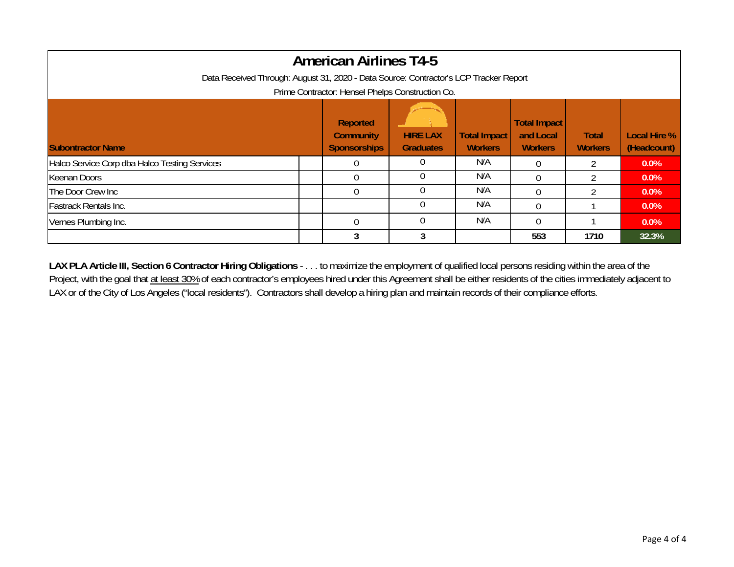# American Airlines T4-5

Data Received Through: August 31, 2020 - Data Source: Contractor's LCP Tracker Report

Prime Contractor: Hensel Phelps Construction Co.

| Subcontractor Name | | Reported Community Sponsorships | HIRE LAX Graduates | Total Impact Workers | Total Impact and Local Workers | Total Workers | Local Hire % (Headcount) |
|---|---|---|---|---|---|---|---|
| Halco Service Corp dba Halco Testing Services | | 0 | 0 | N/A | 0 | 2 | 0.0% |
| Keenan Doors | | 0 | 0 | N/A | 0 | 2 | 0.0% |
| The Door Crew Inc | | 0 | 0 | N/A | 0 | 2 | 0.0% |
| Fastrack Rentals Inc. | | | 0 | N/A | 0 | 1 | 0.0% |
| Vernes Plumbing Inc. | | 0 | 0 | N/A | 0 | 1 | 0.0% |
| | | 3 | 3 | | 553 | 1710 | 32.3% |

**LAX PLA Article III, Section 6 Contractor Hiring Obligations** - . . . to maximize the employment of qualified local persons residing within the area of the Project, with the goal that at least 30% of each contractor's employees hired under this Agreement shall be either residents of the cities immediately adjacent to LAX or of the City of Los Angeles ("local residents"). Contractors shall develop a hiring plan and maintain records of their compliance efforts.